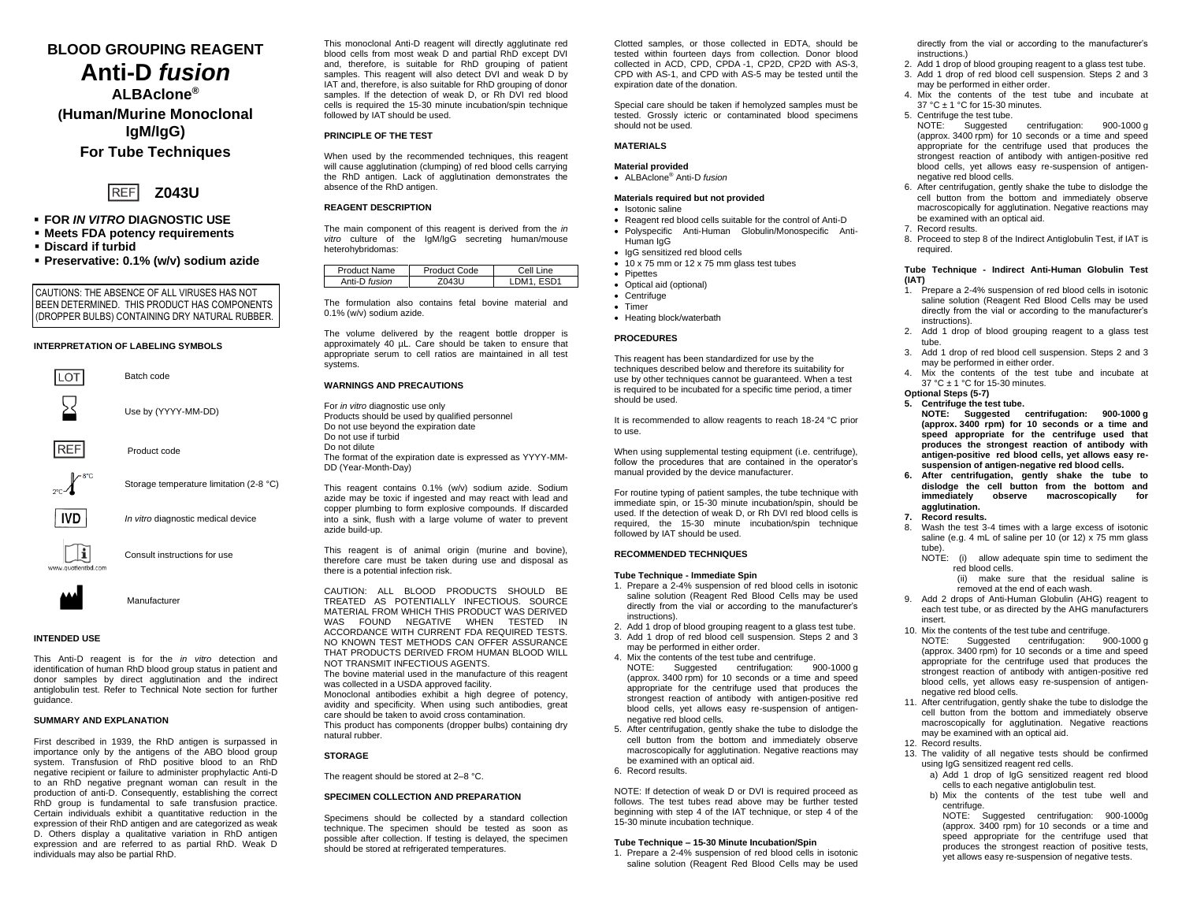# BLOOD GROUPING REAGENT

# Anti-D *fusion*

## ALBAclone®

## (Human/Murine Monoclonal IgM/IgG)

## For Tube Techniques

REF **Z043U**

- **FOR *IN VITRO* DIAGNOSTIC USE**
- **Meets FDA potency requirements**
- **Discard if turbid**
- **Preservative: 0.1% (w/v) sodium azide**

CAUTIONS: THE ABSENCE OF ALL VIRUSES HAS NOT BEEN DETERMINED. THIS PRODUCT HAS COMPONENTS (DROPPER BULBS) CONTAINING DRY NATURAL RUBBER.

### INTERPRETATION OF LABELING SYMBOLS

| Symbol | Meaning |
|---|---|
| LOT | Batch code |
| | Use by (YYYY-MM-DD) |
| REF | Product code |
| 2°C–8°C | Storage temperature limitation (2-8 °C) |
| IVD | *In vitro* diagnostic medical device |
| www.quotientbd.com | Consult instructions for use |
| | Manufacturer |

### INTENDED USE

This Anti-D reagent is for the *in vitro* detection and identification of human RhD blood group status in patient and donor samples by direct agglutination and the indirect antiglobulin test. Refer to Technical Note section for further guidance.

### SUMMARY AND EXPLANATION

First described in 1939, the RhD antigen is surpassed in importance only by the antigens of the ABO blood group system. Transfusion of RhD positive blood to an RhD negative recipient or failure to administer prophylactic Anti-D to an RhD negative pregnant woman can result in the production of anti-D. Consequently, establishing the correct RhD group is fundamental to safe transfusion practice. Certain individuals exhibit a quantitative reduction in the expression of their RhD antigen and are categorized as weak D. Others display a qualitative variation in RhD antigen expression and are referred to as partial RhD. Weak D individuals may also be partial RhD.

This monoclonal Anti-D reagent will directly agglutinate red blood cells from most weak D and partial RhD except DVI and, therefore, is suitable for RhD grouping of patient samples. This reagent will also detect DVI and weak D by IAT and, therefore, is also suitable for RhD grouping of donor samples. If the detection of weak D, or Rh DVI red blood cells is required the 15-30 minute incubation/spin technique followed by IAT should be used.

### PRINCIPLE OF THE TEST

When used by the recommended techniques, this reagent will cause agglutination (clumping) of red blood cells carrying the RhD antigen. Lack of agglutination demonstrates the absence of the RhD antigen.

### REAGENT DESCRIPTION

The main component of this reagent is derived from the *in vitro* culture of the IgM/IgG secreting human/mouse heterohybridomas:

| Product Name | Product Code | Cell Line |
|---|---|---|
| Anti-D *fusion* | Z043U | LDM1, ESD1 |

The formulation also contains fetal bovine material and 0.1% (w/v) sodium azide.

The volume delivered by the reagent bottle dropper is approximately 40 µL. Care should be taken to ensure that appropriate serum to cell ratios are maintained in all test systems.

### WARNINGS AND PRECAUTIONS

For *in vitro* diagnostic use only
Products should be used by qualified personnel
Do not use beyond the expiration date
Do not use if turbid
Do not dilute
The format of the expiration date is expressed as YYYY-MM-DD (Year-Month-Day)

This reagent contains 0.1% (w/v) sodium azide. Sodium azide may be toxic if ingested and may react with lead and copper plumbing to form explosive compounds. If discarded into a sink, flush with a large volume of water to prevent azide build-up.

This reagent is of animal origin (murine and bovine), therefore care must be taken during use and disposal as there is a potential infection risk.

CAUTION: ALL BLOOD PRODUCTS SHOULD BE TREATED AS POTENTIALLY INFECTIOUS. SOURCE MATERIAL FROM WHICH THIS PRODUCT WAS DERIVED WAS FOUND NEGATIVE WHEN TESTED IN ACCORDANCE WITH CURRENT FDA REQUIRED TESTS. NO KNOWN TEST METHODS CAN OFFER ASSURANCE THAT PRODUCTS DERIVED FROM HUMAN BLOOD WILL NOT TRANSMIT INFECTIOUS AGENTS.
The bovine material used in the manufacture of this reagent was collected in a USDA approved facility.
Monoclonal antibodies exhibit a high degree of potency, avidity and specificity. When using such antibodies, great care should be taken to avoid cross contamination.
This product has components (dropper bulbs) containing dry natural rubber.

### STORAGE

The reagent should be stored at 2–8 °C.

### SPECIMEN COLLECTION AND PREPARATION

Specimens should be collected by a standard collection technique. The specimen should be tested as soon as possible after collection. If testing is delayed, the specimen should be stored at refrigerated temperatures.

Clotted samples, or those collected in EDTA, should be tested within fourteen days from collection. Donor blood collected in ACD, CPD, CPDA -1, CP2D, CP2D with AS-3, CPD with AS-1, and CPD with AS-5 may be tested until the expiration date of the donation.

Special care should be taken if hemolyzed samples must be tested. Grossly icteric or contaminated blood specimens should not be used.

### MATERIALS

**Material provided**

- ALBAclone® Anti-D *fusion*

**Materials required but not provided**

- Isotonic saline
- Reagent red blood cells suitable for the control of Anti-D
- Polyspecific Anti-Human Globulin/Monospecific Anti-Human IgG
- IgG sensitized red blood cells
- 10 x 75 mm or 12 x 75 mm glass test tubes
- Pipettes
- Optical aid (optional)
- Centrifuge
- Timer
- Heating block/waterbath

### PROCEDURES

This reagent has been standardized for use by the techniques described below and therefore its suitability for use by other techniques cannot be guaranteed. When a test is required to be incubated for a specific time period, a timer should be used.

It is recommended to allow reagents to reach 18-24 °C prior to use.

When using supplemental testing equipment (i.e. centrifuge), follow the procedures that are contained in the operator's manual provided by the device manufacturer.

For routine typing of patient samples, the tube technique with immediate spin, or 15-30 minute incubation/spin, should be used. If the detection of weak D, or Rh DVI red blood cells is required, the 15-30 minute incubation/spin technique followed by IAT should be used.

### RECOMMENDED TECHNIQUES

**Tube Technique - Immediate Spin**

1. Prepare a 2-4% suspension of red blood cells in isotonic saline solution (Reagent Red Blood Cells may be used directly from the vial or according to the manufacturer's instructions).
2. Add 1 drop of blood grouping reagent to a glass test tube.
3. Add 1 drop of red blood cell suspension. Steps 2 and 3 may be performed in either order.
4. Mix the contents of the test tube and centrifuge.
   NOTE: Suggested centrifugation: 900-1000 g (approx. 3400 rpm) for 10 seconds or a time and speed appropriate for the centrifuge used that produces the strongest reaction of antibody with antigen-positive red blood cells, yet allows easy re-suspension of antigen-negative red blood cells.
5. After centrifugation, gently shake the tube to dislodge the cell button from the bottom and immediately observe macroscopically for agglutination. Negative reactions may be examined with an optical aid.
6. Record results.

NOTE: If detection of weak D or DVI is required proceed as follows. The test tubes read above may be further tested beginning with step 4 of the IAT technique, or step 4 of the 15-30 minute incubation technique.

**Tube Technique – 15-30 Minute Incubation/Spin**

1. Prepare a 2-4% suspension of red blood cells in isotonic saline solution (Reagent Red Blood Cells may be used directly from the vial or according to the manufacturer's instructions.)
2. Add 1 drop of blood grouping reagent to a glass test tube.
3. Add 1 drop of red blood cell suspension. Steps 2 and 3 may be performed in either order.
4. Mix the contents of the test tube and incubate at 37 °C ± 1 °C for 15-30 minutes.
5. Centrifuge the test tube.
   NOTE: Suggested centrifugation: 900-1000 g (approx. 3400 rpm) for 10 seconds or a time and speed appropriate for the centrifuge used that produces the strongest reaction of antibody with antigen-positive red blood cells, yet allows easy re-suspension of antigen-negative red blood cells.
6. After centrifugation, gently shake the tube to dislodge the cell button from the bottom and immediately observe macroscopically for agglutination. Negative reactions may be examined with an optical aid.
7. Record results.
8. Proceed to step 8 of the Indirect Antiglobulin Test, if IAT is required.

**Tube Technique - Indirect Anti-Human Globulin Test (IAT)**

1. Prepare a 2-4% suspension of red blood cells in isotonic saline solution (Reagent Red Blood Cells may be used directly from the vial or according to the manufacturer's instructions).
2. Add 1 drop of blood grouping reagent to a glass test tube.
3. Add 1 drop of red blood cell suspension. Steps 2 and 3 may be performed in either order.
4. Mix the contents of the test tube and incubate at 37 °C ± 1 °C for 15-30 minutes.

**Optional Steps (5-7)**

5. **Centrifuge the test tube.**
   **NOTE: Suggested centrifugation: 900-1000 g (approx. 3400 rpm) for 10 seconds or a time and speed appropriate for the centrifuge used that produces the strongest reaction of antibody with antigen-positive red blood cells, yet allows easy re-suspension of antigen-negative red blood cells.**
6. **After centrifugation, gently shake the tube to dislodge the cell button from the bottom and immediately observe macroscopically for agglutination.**
7. **Record results.**
8. Wash the test 3-4 times with a large excess of isotonic saline (e.g. 4 mL of saline per 10 (or 12) x 75 mm glass tube).
   NOTE: (i) allow adequate spin time to sediment the red blood cells.
   (ii) make sure that the residual saline is removed at the end of each wash.
9. Add 2 drops of Anti-Human Globulin (AHG) reagent to each test tube, or as directed by the AHG manufacturers insert.
10. Mix the contents of the test tube and centrifuge.
    NOTE: Suggested centrifugation: 900-1000 g (approx. 3400 rpm) for 10 seconds or a time and speed appropriate for the centrifuge used that produces the strongest reaction of antibody with antigen-positive red blood cells, yet allows easy re-suspension of antigen-negative red blood cells.
11. After centrifugation, gently shake the tube to dislodge the cell button from the bottom and immediately observe macroscopically for agglutination. Negative reactions may be examined with an optical aid.
12. Record results.
13. The validity of all negative tests should be confirmed using IgG sensitized reagent red cells.
    a) Add 1 drop of IgG sensitized reagent red blood cells to each negative antiglobulin test.
    b) Mix the contents of the test tube well and centrifuge.
    NOTE: Suggested centrifugation: 900-1000g (approx. 3400 rpm) for 10 seconds or a time and speed appropriate for the centrifuge used that produces the strongest reaction of positive tests, yet allows easy re-suspension of negative tests.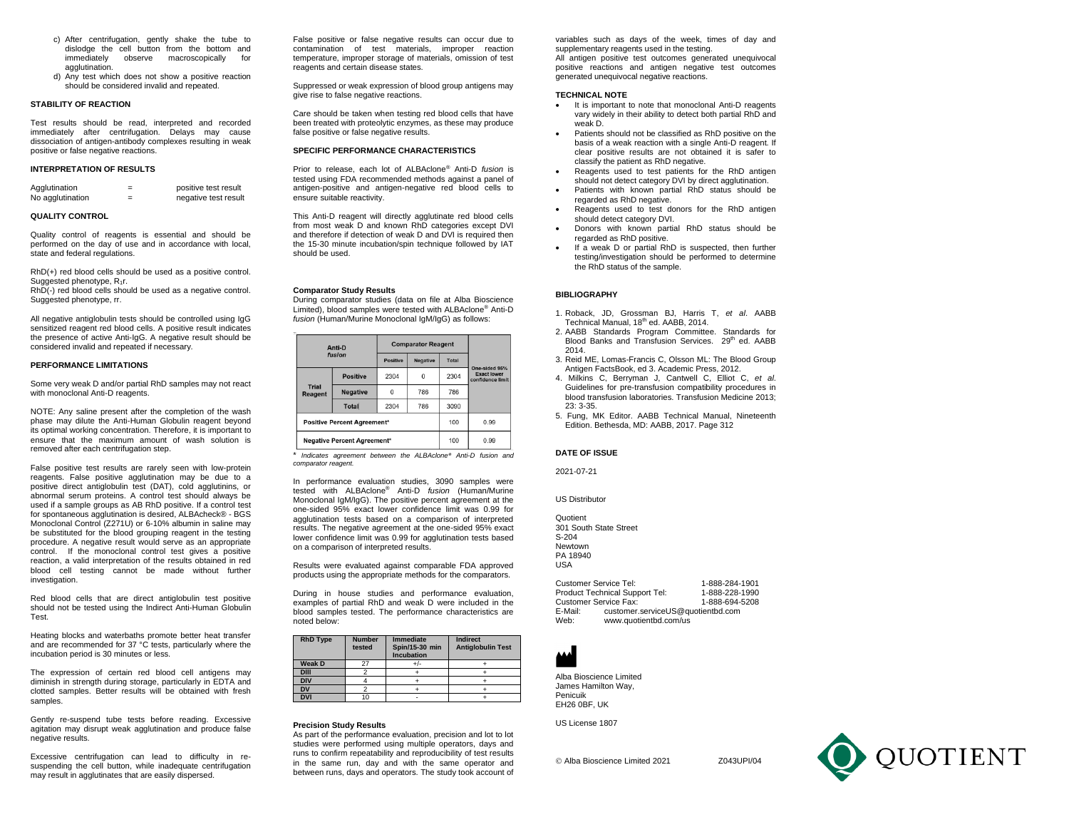c) After centrifugation, gently shake the tube to dislodge the cell button from the bottom and immediately observe macroscopically for agglutination.
d) Any test which does not show a positive reaction should be considered invalid and repeated.

### STABILITY OF REACTION

Test results should be read, interpreted and recorded immediately after centrifugation. Delays may cause dissociation of antigen-antibody complexes resulting in weak positive or false negative reactions.

### INTERPRETATION OF RESULTS

| | | |
|---|---|---|
| Agglutination | = | positive test result |
| No agglutination | = | negative test result |

### QUALITY CONTROL

Quality control of reagents is essential and should be performed on the day of use and in accordance with local, state and federal regulations.

RhD(+) red blood cells should be used as a positive control. Suggested phenotype, $R_1r$.
RhD(-) red blood cells should be used as a negative control. Suggested phenotype, rr.

All negative antiglobulin tests should be controlled using IgG sensitized reagent red blood cells. A positive result indicates the presence of active Anti-IgG. A negative result should be considered invalid and repeated if necessary.

### PERFORMANCE LIMITATIONS

Some very weak D and/or partial RhD samples may not react with monoclonal Anti-D reagents.

NOTE: Any saline present after the completion of the wash phase may dilute the Anti-Human Globulin reagent beyond its optimal working concentration. Therefore, it is important to ensure that the maximum amount of wash solution is removed after each centrifugation step.

False positive test results are rarely seen with low-protein reagents. False positive agglutination may be due to a positive direct antiglobulin test (DAT), cold agglutinins, or abnormal serum proteins. A control test should always be used if a sample groups as AB RhD positive. If a control test for spontaneous agglutination is desired, ALBAcheck® - BGS Monoclonal Control (Z271U) or 6-10% albumin in saline may be substituted for the blood grouping reagent in the testing procedure. A negative result would serve as an appropriate control. If the monoclonal control test gives a positive reaction, a valid interpretation of the results obtained in red blood cell testing cannot be made without further investigation.

Red blood cells that are direct antiglobulin test positive should not be tested using the Indirect Anti-Human Globulin Test.

Heating blocks and waterbaths promote better heat transfer and are recommended for 37 °C tests, particularly where the incubation period is 30 minutes or less.

The expression of certain red blood cell antigens may diminish in strength during storage, particularly in EDTA and clotted samples. Better results will be obtained with fresh samples.

Gently re-suspend tube tests before reading. Excessive agitation may disrupt weak agglutination and produce false negative results.

Excessive centrifugation can lead to difficulty in re-suspending the cell button, while inadequate centrifugation may result in agglutinates that are easily dispersed.

False positive or false negative results can occur due to contamination of test materials, improper reaction temperature, improper storage of materials, omission of test reagents and certain disease states.

Suppressed or weak expression of blood group antigens may give rise to false negative reactions.

Care should be taken when testing red blood cells that have been treated with proteolytic enzymes, as these may produce false positive or false negative results.

### SPECIFIC PERFORMANCE CHARACTERISTICS

Prior to release, each lot of ALBAclone® Anti-D *fusion* is tested using FDA recommended methods against a panel of antigen-positive and antigen-negative red blood cells to ensure suitable reactivity.

This Anti-D reagent will directly agglutinate red blood cells from most weak D and known RhD categories except DVI and therefore if detection of weak D and DVI is required then the 15-30 minute incubation/spin technique followed by IAT should be used.

**Comparator Study Results**
During comparator studies (data on file at Alba Bioscience Limited), blood samples were tested with ALBAclone® Anti-D *fusion* (Human/Murine Monoclonal IgM/IgG) as follows:

| Anti-D *fusion* | | Comparator Reagent | | | One-sided 95% Exact lower confidence limit |
|---|---|---|---|---|---|
| | | Positive | Negative | Total | |
| Trial Reagent | Positive | 2304 | 0 | 2304 | |
| | Negative | 0 | 786 | 786 | |
| | Total | 2304 | 786 | 3090 | |
| Positive Percent Agreement* | | | | 100 | 0.99 |
| Negative Percent Agreement* | | | | 100 | 0.99 |

\* *Indicates agreement between the ALBAclone® Anti-D fusion and comparator reagent.*

In performance evaluation studies, 3090 samples were tested with ALBAclone® Anti-D *fusion* (Human/Murine Monoclonal IgM/IgG). The positive percent agreement at the one-sided 95% exact lower confidence limit was 0.99 for agglutination tests based on a comparison of interpreted results. The negative agreement at the one-sided 95% exact lower confidence limit was 0.99 for agglutination tests based on a comparison of interpreted results.

Results were evaluated against comparable FDA approved products using the appropriate methods for the comparators.

During in house studies and performance evaluation, examples of partial RhD and weak D were included in the blood samples tested. The performance characteristics are noted below:

| RhD Type | Number tested | Immediate Spin/15-30 min Incubation | Indirect Antiglobulin Test |
|---|---|---|---|
| Weak D | 27 | +/- | + |
| DIII | 2 | + | + |
| DIV | 4 | + | + |
| DV | 2 | + | + |
| DVI | 10 | - | + |

**Precision Study Results**
As part of the performance evaluation, precision and lot to lot studies were performed using multiple operators, days and runs to confirm repeatability and reproducibility of test results in the same run, day and with the same operator and between runs, days and operators. The study took account of variables such as days of the week, times of day and supplementary reagents used in the testing.
All antigen positive test outcomes generated unequivocal positive reactions and antigen negative test outcomes generated unequivocal negative reactions.

### TECHNICAL NOTE

- It is important to note that monoclonal Anti-D reagents vary widely in their ability to detect both partial RhD and weak D.
- Patients should not be classified as RhD positive on the basis of a weak reaction with a single Anti-D reagent. If clear positive results are not obtained it is safer to classify the patient as RhD negative.
- Reagents used to test patients for the RhD antigen should not detect category DVI by direct agglutination.
- Patients with known partial RhD status should be regarded as RhD negative.
- Reagents used to test donors for the RhD antigen should detect category DVI.
- Donors with known partial RhD status should be regarded as RhD positive.
- If a weak D or partial RhD is suspected, then further testing/investigation should be performed to determine the RhD status of the sample.

### BIBLIOGRAPHY

1. Roback, JD, Grossman BJ, Harris T, *et al*. AABB Technical Manual, 18th ed. AABB, 2014.
2. AABB Standards Program Committee. Standards for Blood Banks and Transfusion Services. 29th ed. AABB 2014.
3. Reid ME, Lomas-Francis C, Olsson ML: The Blood Group Antigen FactsBook, ed 3. Academic Press, 2012.
4. Milkins C, Berryman J, Cantwell C, Elliot C, *et al*. Guidelines for pre-transfusion compatibility procedures in blood transfusion laboratories. Transfusion Medicine 2013; 23: 3-35.
5. Fung, MK Editor. AABB Technical Manual, Nineteenth Edition. Bethesda, MD: AABB, 2017. Page 312

### DATE OF ISSUE

2021-07-21

US Distributor

Quotient
301 South State Street
S-204
Newtown
PA 18940
USA

Customer Service Tel: 1-888-284-1901
Product Technical Support Tel: 1-888-228-1990
Customer Service Fax: 1-888-694-5208
E-Mail: customer.serviceUS@quotientbd.com
Web: www.quotientbd.com/us

Alba Bioscience Limited
James Hamilton Way,
Penicuik
EH26 0BF, UK

US License 1807

© Alba Bioscience Limited 2021 Z043UPI/04

QUOTIENT